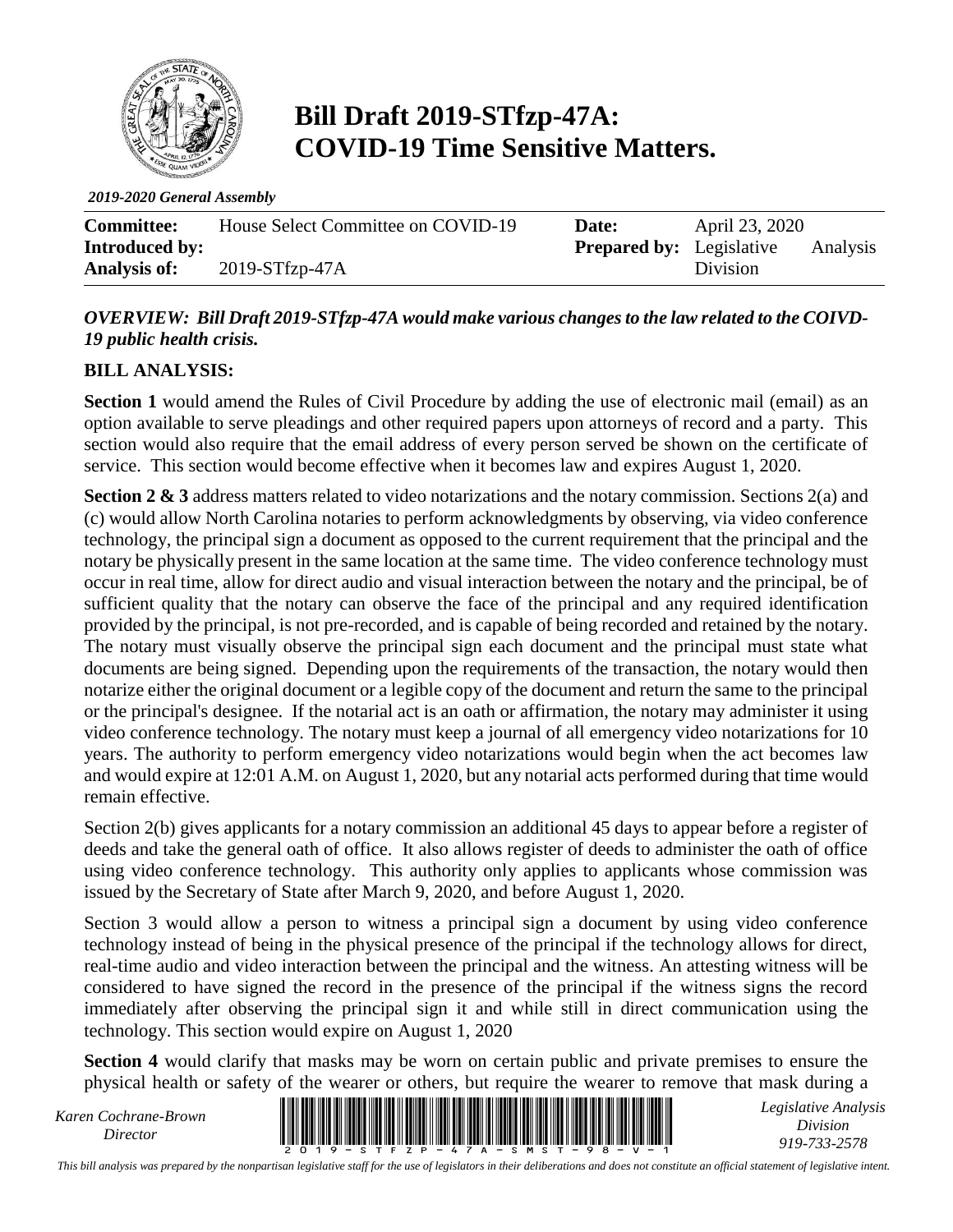# Bill Draft 2019-STfzp-47A: COVID-19 Time Sensitive Matters.

*2019-2020 General Assembly*

| **Committee:** | House Select Committee on COVID-19 | **Date:** | April 23, 2020 |
|---|---|---|---|
| **Introduced by:** | | **Prepared by:** | Legislative Analysis Division |
| **Analysis of:** | 2019-STfzp-47A | | |

***OVERVIEW: Bill Draft 2019-STfzp-47A would make various changes to the law related to the COIVD-19 public health crisis.***

**BILL ANALYSIS:**

**Section 1** would amend the Rules of Civil Procedure by adding the use of electronic mail (email) as an option available to serve pleadings and other required papers upon attorneys of record and a party. This section would also require that the email address of every person served be shown on the certificate of service. This section would become effective when it becomes law and expires August 1, 2020.

**Section 2 & 3** address matters related to video notarizations and the notary commission. Sections 2(a) and (c) would allow North Carolina notaries to perform acknowledgments by observing, via video conference technology, the principal sign a document as opposed to the current requirement that the principal and the notary be physically present in the same location at the same time. The video conference technology must occur in real time, allow for direct audio and visual interaction between the notary and the principal, be of sufficient quality that the notary can observe the face of the principal and any required identification provided by the principal, is not pre-recorded, and is capable of being recorded and retained by the notary. The notary must visually observe the principal sign each document and the principal must state what documents are being signed. Depending upon the requirements of the transaction, the notary would then notarize either the original document or a legible copy of the document and return the same to the principal or the principal's designee. If the notarial act is an oath or affirmation, the notary may administer it using video conference technology. The notary must keep a journal of all emergency video notarizations for 10 years. The authority to perform emergency video notarizations would begin when the act becomes law and would expire at 12:01 A.M. on August 1, 2020, but any notarial acts performed during that time would remain effective.

Section 2(b) gives applicants for a notary commission an additional 45 days to appear before a register of deeds and take the general oath of office. It also allows register of deeds to administer the oath of office using video conference technology. This authority only applies to applicants whose commission was issued by the Secretary of State after March 9, 2020, and before August 1, 2020.

Section 3 would allow a person to witness a principal sign a document by using video conference technology instead of being in the physical presence of the principal if the technology allows for direct, real-time audio and video interaction between the principal and the witness. An attesting witness will be considered to have signed the record in the presence of the principal if the witness signs the record immediately after observing the principal sign it and while still in direct communication using the technology. This section would expire on August 1, 2020

**Section 4** would clarify that masks may be worn on certain public and private premises to ensure the physical health or safety of the wearer or others, but require the wearer to remove that mask during a

*Karen Cochrane-Brown*
*Director*

*Legislative Analysis Division*
*919-733-2578*

*This bill analysis was prepared by the nonpartisan legislative staff for the use of legislators in their deliberations and does not constitute an official statement of legislative intent.*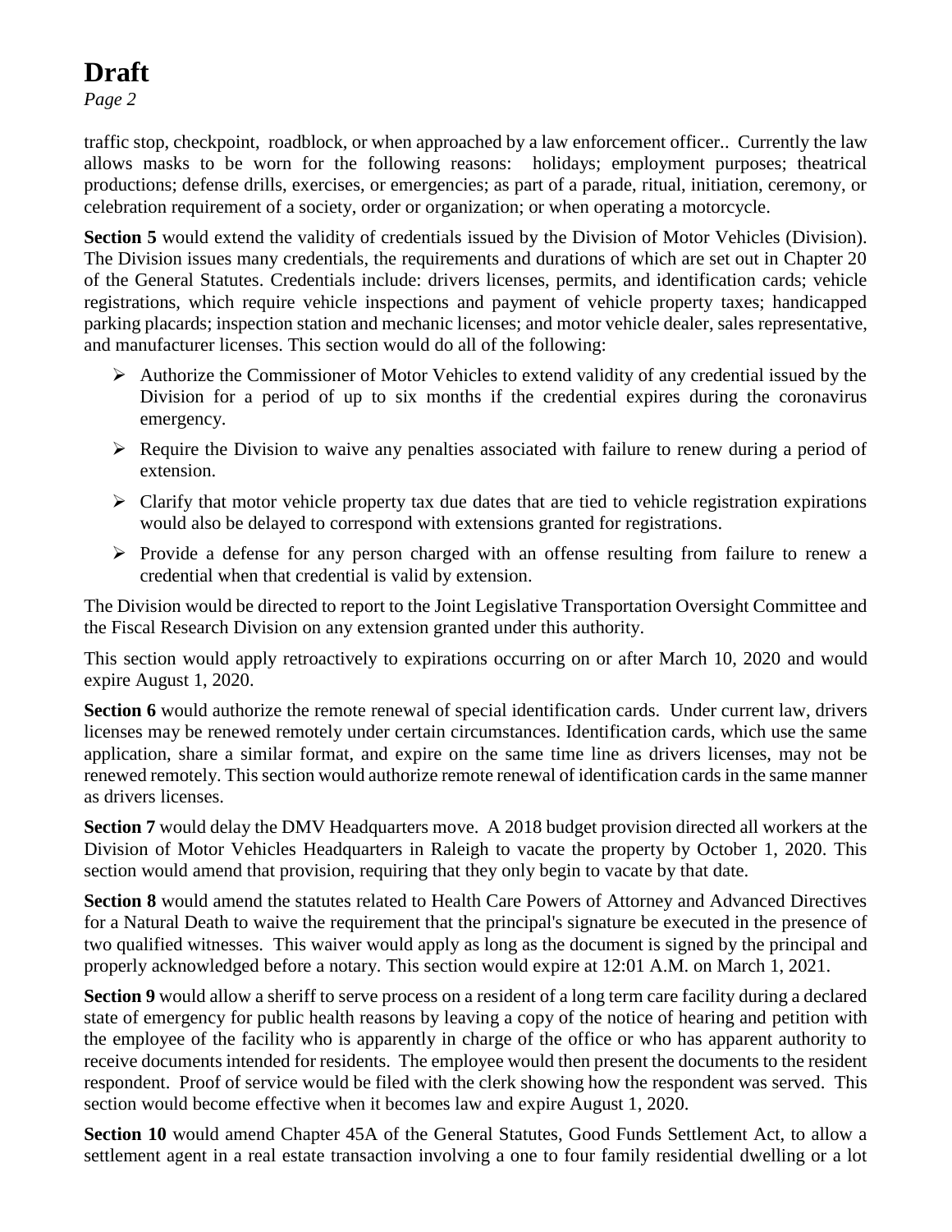traffic stop, checkpoint, roadblock, or when approached by a law enforcement officer.. Currently the law allows masks to be worn for the following reasons: holidays; employment purposes; theatrical productions; defense drills, exercises, or emergencies; as part of a parade, ritual, initiation, ceremony, or celebration requirement of a society, order or organization; or when operating a motorcycle.

**Section 5** would extend the validity of credentials issued by the Division of Motor Vehicles (Division). The Division issues many credentials, the requirements and durations of which are set out in Chapter 20 of the General Statutes. Credentials include: drivers licenses, permits, and identification cards; vehicle registrations, which require vehicle inspections and payment of vehicle property taxes; handicapped parking placards; inspection station and mechanic licenses; and motor vehicle dealer, sales representative, and manufacturer licenses. This section would do all of the following:

- Authorize the Commissioner of Motor Vehicles to extend validity of any credential issued by the Division for a period of up to six months if the credential expires during the coronavirus emergency.
- Require the Division to waive any penalties associated with failure to renew during a period of extension.
- Clarify that motor vehicle property tax due dates that are tied to vehicle registration expirations would also be delayed to correspond with extensions granted for registrations.
- Provide a defense for any person charged with an offense resulting from failure to renew a credential when that credential is valid by extension.

The Division would be directed to report to the Joint Legislative Transportation Oversight Committee and the Fiscal Research Division on any extension granted under this authority.

This section would apply retroactively to expirations occurring on or after March 10, 2020 and would expire August 1, 2020.

**Section 6** would authorize the remote renewal of special identification cards. Under current law, drivers licenses may be renewed remotely under certain circumstances. Identification cards, which use the same application, share a similar format, and expire on the same time line as drivers licenses, may not be renewed remotely. This section would authorize remote renewal of identification cards in the same manner as drivers licenses.

**Section 7** would delay the DMV Headquarters move. A 2018 budget provision directed all workers at the Division of Motor Vehicles Headquarters in Raleigh to vacate the property by October 1, 2020. This section would amend that provision, requiring that they only begin to vacate by that date.

**Section 8** would amend the statutes related to Health Care Powers of Attorney and Advanced Directives for a Natural Death to waive the requirement that the principal's signature be executed in the presence of two qualified witnesses. This waiver would apply as long as the document is signed by the principal and properly acknowledged before a notary. This section would expire at 12:01 A.M. on March 1, 2021.

**Section 9** would allow a sheriff to serve process on a resident of a long term care facility during a declared state of emergency for public health reasons by leaving a copy of the notice of hearing and petition with the employee of the facility who is apparently in charge of the office or who has apparent authority to receive documents intended for residents. The employee would then present the documents to the resident respondent. Proof of service would be filed with the clerk showing how the respondent was served. This section would become effective when it becomes law and expire August 1, 2020.

**Section 10** would amend Chapter 45A of the General Statutes, Good Funds Settlement Act, to allow a settlement agent in a real estate transaction involving a one to four family residential dwelling or a lot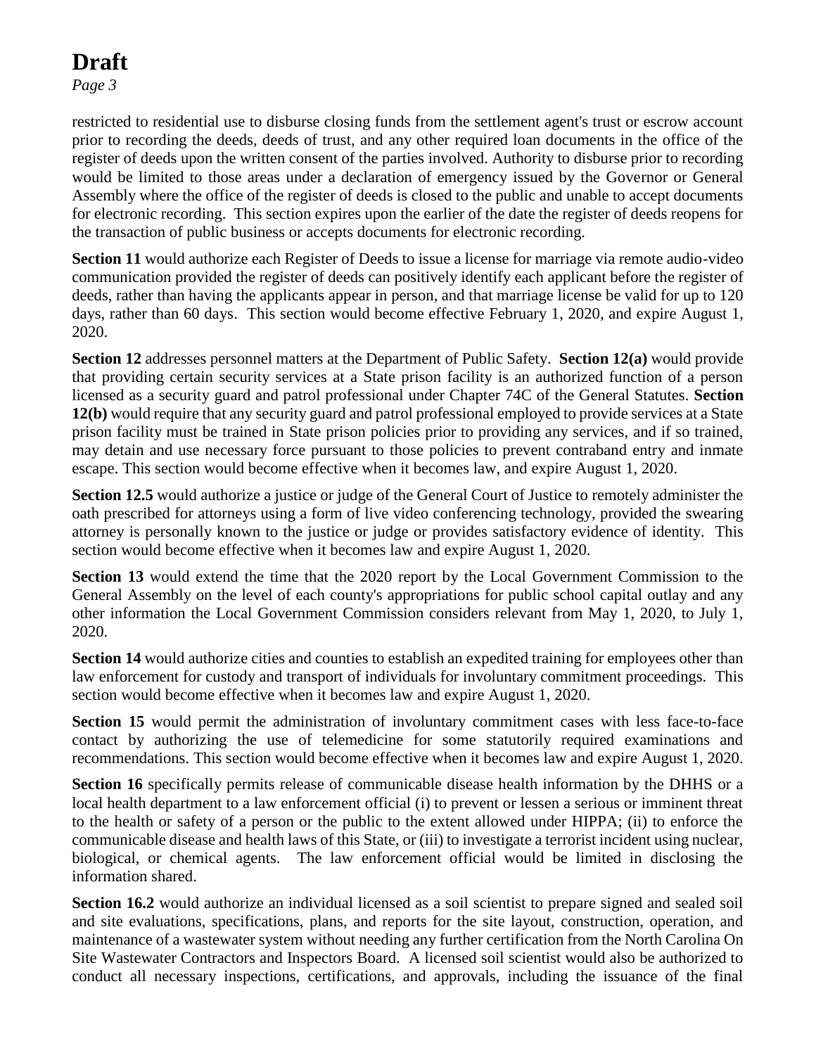restricted to residential use to disburse closing funds from the settlement agent's trust or escrow account prior to recording the deeds, deeds of trust, and any other required loan documents in the office of the register of deeds upon the written consent of the parties involved. Authority to disburse prior to recording would be limited to those areas under a declaration of emergency issued by the Governor or General Assembly where the office of the register of deeds is closed to the public and unable to accept documents for electronic recording. This section expires upon the earlier of the date the register of deeds reopens for the transaction of public business or accepts documents for electronic recording.

**Section 11** would authorize each Register of Deeds to issue a license for marriage via remote audio-video communication provided the register of deeds can positively identify each applicant before the register of deeds, rather than having the applicants appear in person, and that marriage license be valid for up to 120 days, rather than 60 days. This section would become effective February 1, 2020, and expire August 1, 2020.

**Section 12** addresses personnel matters at the Department of Public Safety. **Section 12(a)** would provide that providing certain security services at a State prison facility is an authorized function of a person licensed as a security guard and patrol professional under Chapter 74C of the General Statutes. **Section 12(b)** would require that any security guard and patrol professional employed to provide services at a State prison facility must be trained in State prison policies prior to providing any services, and if so trained, may detain and use necessary force pursuant to those policies to prevent contraband entry and inmate escape. This section would become effective when it becomes law, and expire August 1, 2020.

**Section 12.5** would authorize a justice or judge of the General Court of Justice to remotely administer the oath prescribed for attorneys using a form of live video conferencing technology, provided the swearing attorney is personally known to the justice or judge or provides satisfactory evidence of identity. This section would become effective when it becomes law and expire August 1, 2020.

**Section 13** would extend the time that the 2020 report by the Local Government Commission to the General Assembly on the level of each county's appropriations for public school capital outlay and any other information the Local Government Commission considers relevant from May 1, 2020, to July 1, 2020.

**Section 14** would authorize cities and counties to establish an expedited training for employees other than law enforcement for custody and transport of individuals for involuntary commitment proceedings. This section would become effective when it becomes law and expire August 1, 2020.

**Section 15** would permit the administration of involuntary commitment cases with less face-to-face contact by authorizing the use of telemedicine for some statutorily required examinations and recommendations. This section would become effective when it becomes law and expire August 1, 2020.

**Section 16** specifically permits release of communicable disease health information by the DHHS or a local health department to a law enforcement official (i) to prevent or lessen a serious or imminent threat to the health or safety of a person or the public to the extent allowed under HIPPA; (ii) to enforce the communicable disease and health laws of this State, or (iii) to investigate a terrorist incident using nuclear, biological, or chemical agents. The law enforcement official would be limited in disclosing the information shared.

**Section 16.2** would authorize an individual licensed as a soil scientist to prepare signed and sealed soil and site evaluations, specifications, plans, and reports for the site layout, construction, operation, and maintenance of a wastewater system without needing any further certification from the North Carolina On Site Wastewater Contractors and Inspectors Board. A licensed soil scientist would also be authorized to conduct all necessary inspections, certifications, and approvals, including the issuance of the final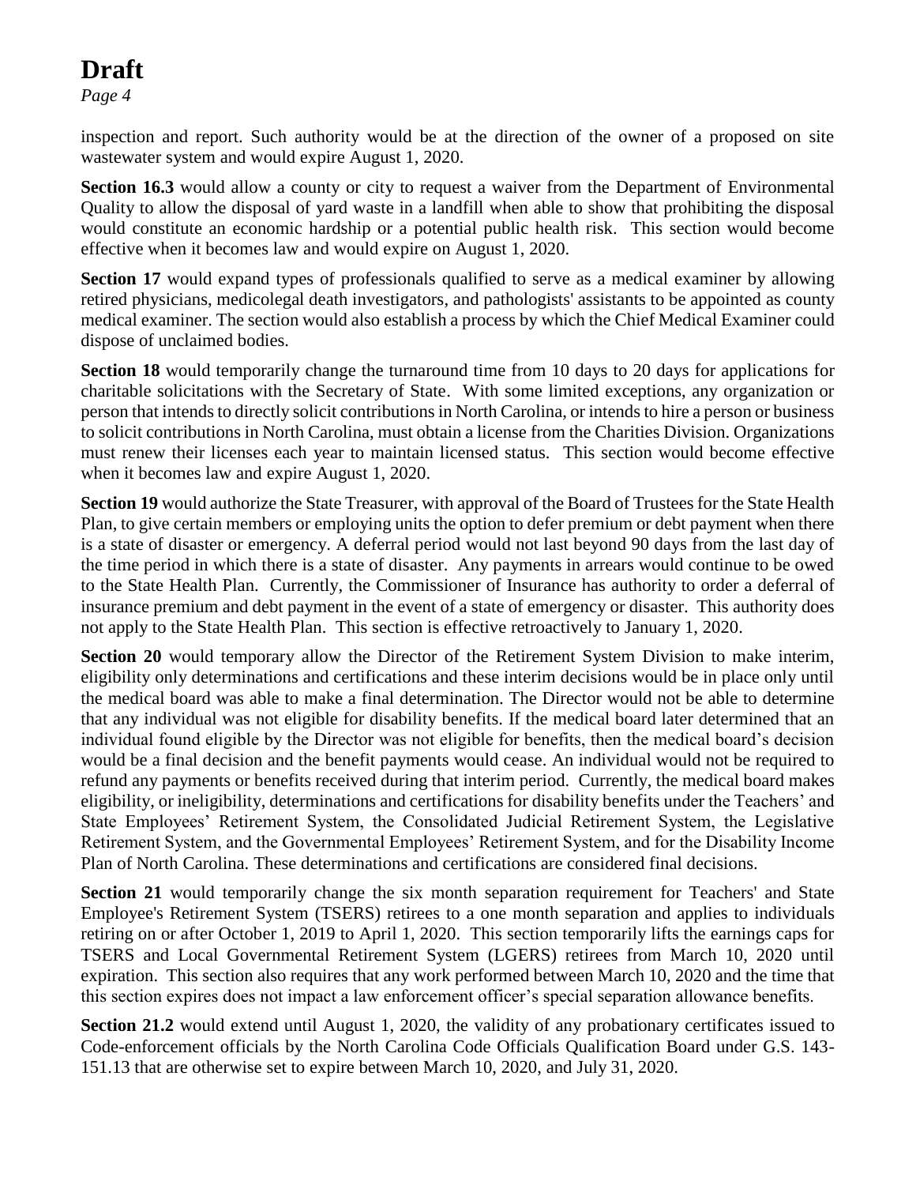inspection and report. Such authority would be at the direction of the owner of a proposed on site wastewater system and would expire August 1, 2020.

**Section 16.3** would allow a county or city to request a waiver from the Department of Environmental Quality to allow the disposal of yard waste in a landfill when able to show that prohibiting the disposal would constitute an economic hardship or a potential public health risk. This section would become effective when it becomes law and would expire on August 1, 2020.

**Section 17** would expand types of professionals qualified to serve as a medical examiner by allowing retired physicians, medicolegal death investigators, and pathologists' assistants to be appointed as county medical examiner. The section would also establish a process by which the Chief Medical Examiner could dispose of unclaimed bodies.

**Section 18** would temporarily change the turnaround time from 10 days to 20 days for applications for charitable solicitations with the Secretary of State. With some limited exceptions, any organization or person that intends to directly solicit contributions in North Carolina, or intends to hire a person or business to solicit contributions in North Carolina, must obtain a license from the Charities Division. Organizations must renew their licenses each year to maintain licensed status. This section would become effective when it becomes law and expire August 1, 2020.

**Section 19** would authorize the State Treasurer, with approval of the Board of Trustees for the State Health Plan, to give certain members or employing units the option to defer premium or debt payment when there is a state of disaster or emergency. A deferral period would not last beyond 90 days from the last day of the time period in which there is a state of disaster. Any payments in arrears would continue to be owed to the State Health Plan. Currently, the Commissioner of Insurance has authority to order a deferral of insurance premium and debt payment in the event of a state of emergency or disaster. This authority does not apply to the State Health Plan. This section is effective retroactively to January 1, 2020.

**Section 20** would temporary allow the Director of the Retirement System Division to make interim, eligibility only determinations and certifications and these interim decisions would be in place only until the medical board was able to make a final determination. The Director would not be able to determine that any individual was not eligible for disability benefits. If the medical board later determined that an individual found eligible by the Director was not eligible for benefits, then the medical board's decision would be a final decision and the benefit payments would cease. An individual would not be required to refund any payments or benefits received during that interim period. Currently, the medical board makes eligibility, or ineligibility, determinations and certifications for disability benefits under the Teachers' and State Employees' Retirement System, the Consolidated Judicial Retirement System, the Legislative Retirement System, and the Governmental Employees' Retirement System, and for the Disability Income Plan of North Carolina. These determinations and certifications are considered final decisions.

**Section 21** would temporarily change the six month separation requirement for Teachers' and State Employee's Retirement System (TSERS) retirees to a one month separation and applies to individuals retiring on or after October 1, 2019 to April 1, 2020. This section temporarily lifts the earnings caps for TSERS and Local Governmental Retirement System (LGERS) retirees from March 10, 2020 until expiration. This section also requires that any work performed between March 10, 2020 and the time that this section expires does not impact a law enforcement officer's special separation allowance benefits.

**Section 21.2** would extend until August 1, 2020, the validity of any probationary certificates issued to Code-enforcement officials by the North Carolina Code Officials Qualification Board under G.S. 143-151.13 that are otherwise set to expire between March 10, 2020, and July 31, 2020.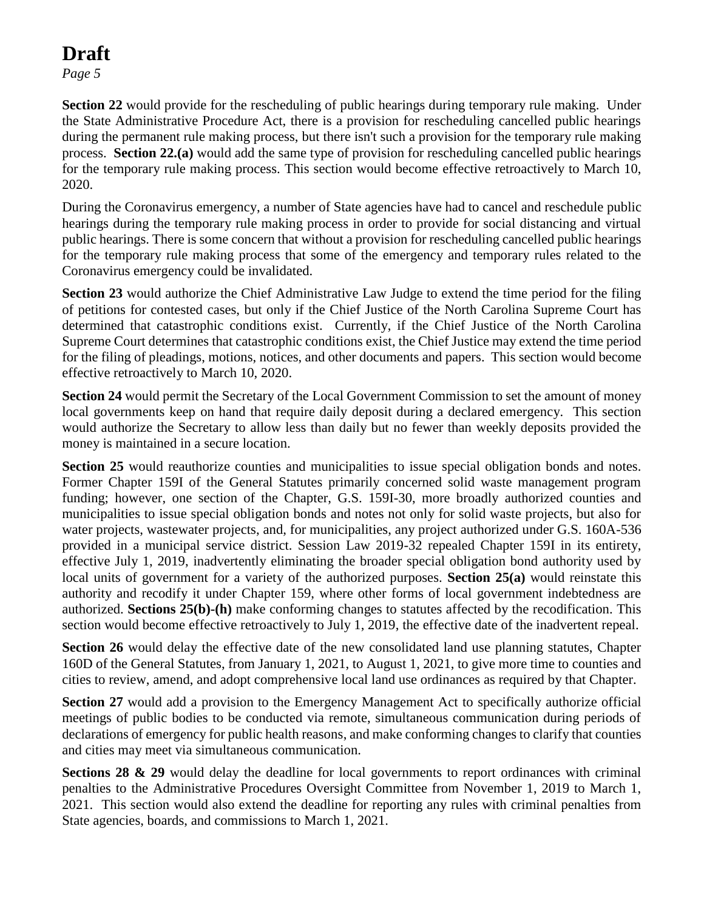**Section 22** would provide for the rescheduling of public hearings during temporary rule making. Under the State Administrative Procedure Act, there is a provision for rescheduling cancelled public hearings during the permanent rule making process, but there isn't such a provision for the temporary rule making process. **Section 22.(a)** would add the same type of provision for rescheduling cancelled public hearings for the temporary rule making process. This section would become effective retroactively to March 10, 2020.

During the Coronavirus emergency, a number of State agencies have had to cancel and reschedule public hearings during the temporary rule making process in order to provide for social distancing and virtual public hearings. There is some concern that without a provision for rescheduling cancelled public hearings for the temporary rule making process that some of the emergency and temporary rules related to the Coronavirus emergency could be invalidated.

**Section 23** would authorize the Chief Administrative Law Judge to extend the time period for the filing of petitions for contested cases, but only if the Chief Justice of the North Carolina Supreme Court has determined that catastrophic conditions exist. Currently, if the Chief Justice of the North Carolina Supreme Court determines that catastrophic conditions exist, the Chief Justice may extend the time period for the filing of pleadings, motions, notices, and other documents and papers. This section would become effective retroactively to March 10, 2020.

**Section 24** would permit the Secretary of the Local Government Commission to set the amount of money local governments keep on hand that require daily deposit during a declared emergency. This section would authorize the Secretary to allow less than daily but no fewer than weekly deposits provided the money is maintained in a secure location.

**Section 25** would reauthorize counties and municipalities to issue special obligation bonds and notes. Former Chapter 159I of the General Statutes primarily concerned solid waste management program funding; however, one section of the Chapter, G.S. 159I-30, more broadly authorized counties and municipalities to issue special obligation bonds and notes not only for solid waste projects, but also for water projects, wastewater projects, and, for municipalities, any project authorized under G.S. 160A-536 provided in a municipal service district. Session Law 2019-32 repealed Chapter 159I in its entirety, effective July 1, 2019, inadvertently eliminating the broader special obligation bond authority used by local units of government for a variety of the authorized purposes. **Section 25(a)** would reinstate this authority and recodify it under Chapter 159, where other forms of local government indebtedness are authorized. **Sections 25(b)-(h)** make conforming changes to statutes affected by the recodification. This section would become effective retroactively to July 1, 2019, the effective date of the inadvertent repeal.

**Section 26** would delay the effective date of the new consolidated land use planning statutes, Chapter 160D of the General Statutes, from January 1, 2021, to August 1, 2021, to give more time to counties and cities to review, amend, and adopt comprehensive local land use ordinances as required by that Chapter.

**Section 27** would add a provision to the Emergency Management Act to specifically authorize official meetings of public bodies to be conducted via remote, simultaneous communication during periods of declarations of emergency for public health reasons, and make conforming changes to clarify that counties and cities may meet via simultaneous communication.

**Sections 28 & 29** would delay the deadline for local governments to report ordinances with criminal penalties to the Administrative Procedures Oversight Committee from November 1, 2019 to March 1, 2021. This section would also extend the deadline for reporting any rules with criminal penalties from State agencies, boards, and commissions to March 1, 2021.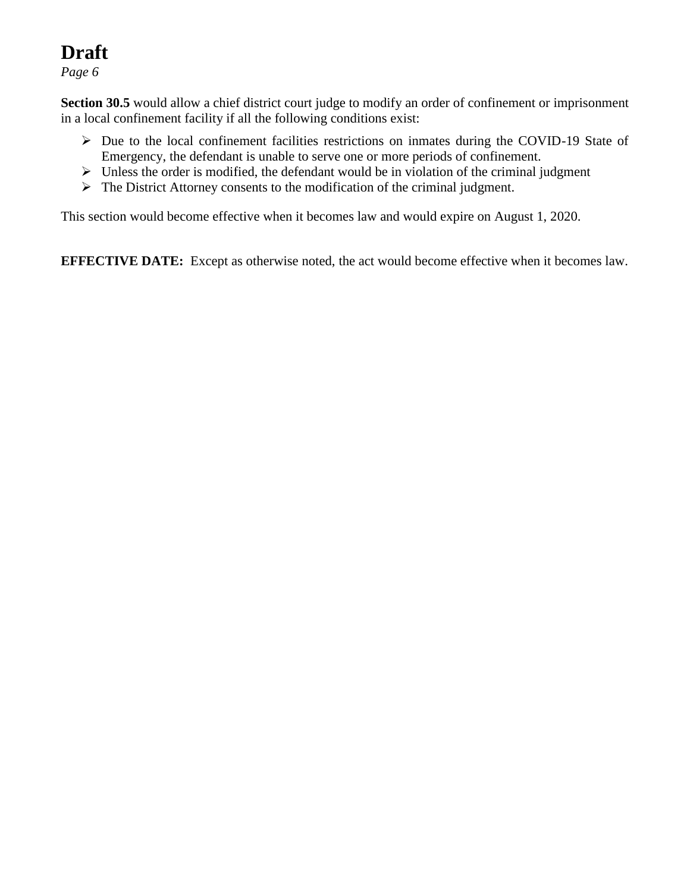**Section 30.5** would allow a chief district court judge to modify an order of confinement or imprisonment in a local confinement facility if all the following conditions exist:

- Due to the local confinement facilities restrictions on inmates during the COVID-19 State of Emergency, the defendant is unable to serve one or more periods of confinement.
- Unless the order is modified, the defendant would be in violation of the criminal judgment
- The District Attorney consents to the modification of the criminal judgment.

This section would become effective when it becomes law and would expire on August 1, 2020.

**EFFECTIVE DATE:** Except as otherwise noted, the act would become effective when it becomes law.